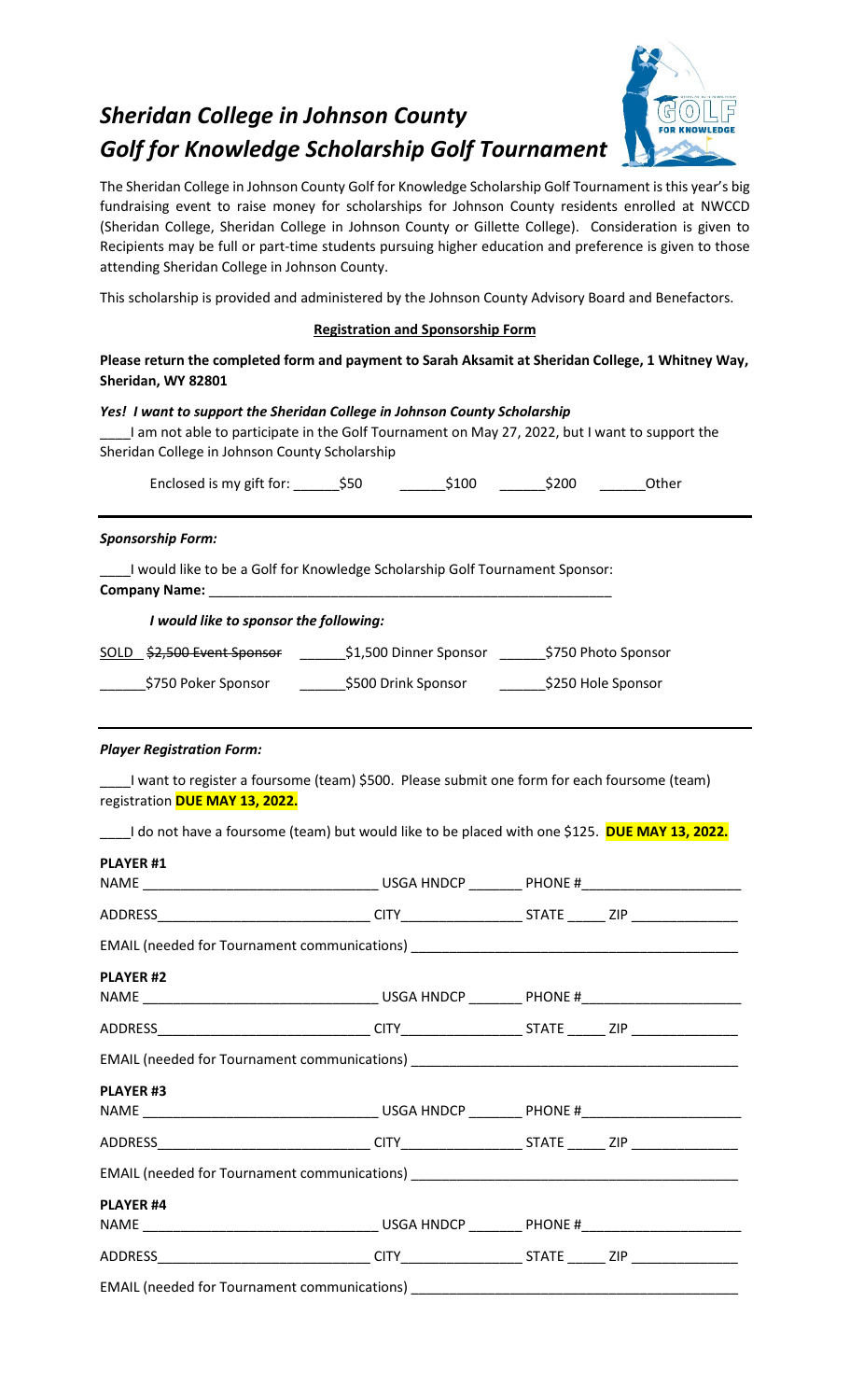// Sheridan College in Johnson County
# *Sheridan College in Johnson County Golf for Knowledge Scholarship Golf Tournament*

The Sheridan College in Johnson County Golf for Knowledge Scholarship Golf Tournament is this year's big fundraising event to raise money for scholarships for Johnson County residents enrolled at NWCCD (Sheridan College, Sheridan College in Johnson County or Gillette College). Consideration is given to Recipients may be full or part-time students pursuing higher education and preference is given to those attending Sheridan College in Johnson County.

This scholarship is provided and administered by the Johnson County Advisory Board and Benefactors.

**Registration and Sponsorship Form**

**Please return the completed form and payment to Sarah Aksamit at Sheridan College, 1 Whitney Way, Sheridan, WY 82801**

***Yes! I want to support the Sheridan College in Johnson County Scholarship***

____I am not able to participate in the Golf Tournament on May 27, 2022, but I want to support the Sheridan College in Johnson County Scholarship

Enclosed is my gift for: ______$50 ______$100 ______$200 ______Other

---

***Sponsorship Form:***

____I would like to be a Golf for Knowledge Scholarship Golf Tournament Sponsor:

**Company Name:** ________________________________________________________

***I would like to sponsor the following:***

SOLD ~~$2,500 Event Sponsor~~ ______$1,500 Dinner Sponsor ______$750 Photo Sponsor

______$750 Poker Sponsor ______$500 Drink Sponsor ______$250 Hole Sponsor

---

***Player Registration Form:***

____I want to register a foursome (team) $500. Please submit one form for each foursome (team) registration **DUE MAY 13, 2022.**

____I do not have a foursome (team) but would like to be placed with one $125. **DUE MAY 13, 2022.**

**PLAYER #1**

NAME _______________________________ USGA HNDCP _______ PHONE #_____________________

ADDRESS____________________________ CITY________________ STATE _____ ZIP ______________

EMAIL (needed for Tournament communications) __________________________________________

**PLAYER #2**

NAME _______________________________ USGA HNDCP _______ PHONE #_____________________

ADDRESS____________________________ CITY________________ STATE _____ ZIP ______________

EMAIL (needed for Tournament communications) __________________________________________

**PLAYER #3**

NAME _______________________________ USGA HNDCP _______ PHONE #_____________________

ADDRESS____________________________ CITY________________ STATE _____ ZIP ______________

EMAIL (needed for Tournament communications) __________________________________________

**PLAYER #4**

NAME _______________________________ USGA HNDCP _______ PHONE #_____________________

ADDRESS____________________________ CITY________________ STATE _____ ZIP ______________

EMAIL (needed for Tournament communications) __________________________________________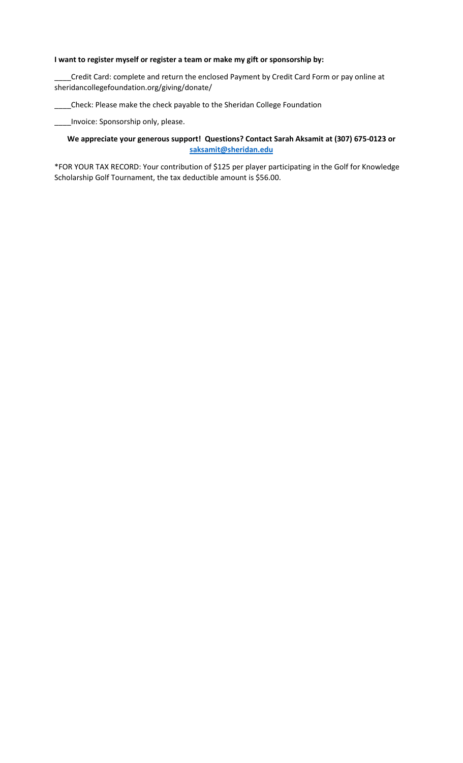**I want to register myself or register a team or make my gift or sponsorship by:**

____Credit Card: complete and return the enclosed Payment by Credit Card Form or pay online at sheridancollegefoundation.org/giving/donate/

____Check: Please make the check payable to the Sheridan College Foundation

____Invoice: Sponsorship only, please.

**We appreciate your generous support! Questions? Contact Sarah Aksamit at (307) 675-0123 or [saksamit@sheridan.edu](mailto:saksamit@sheridan.edu)**

*FOR YOUR TAX RECORD: Your contribution of $125 per player participating in the Golf for Knowledge Scholarship Golf Tournament, the tax deductible amount is $56.00.